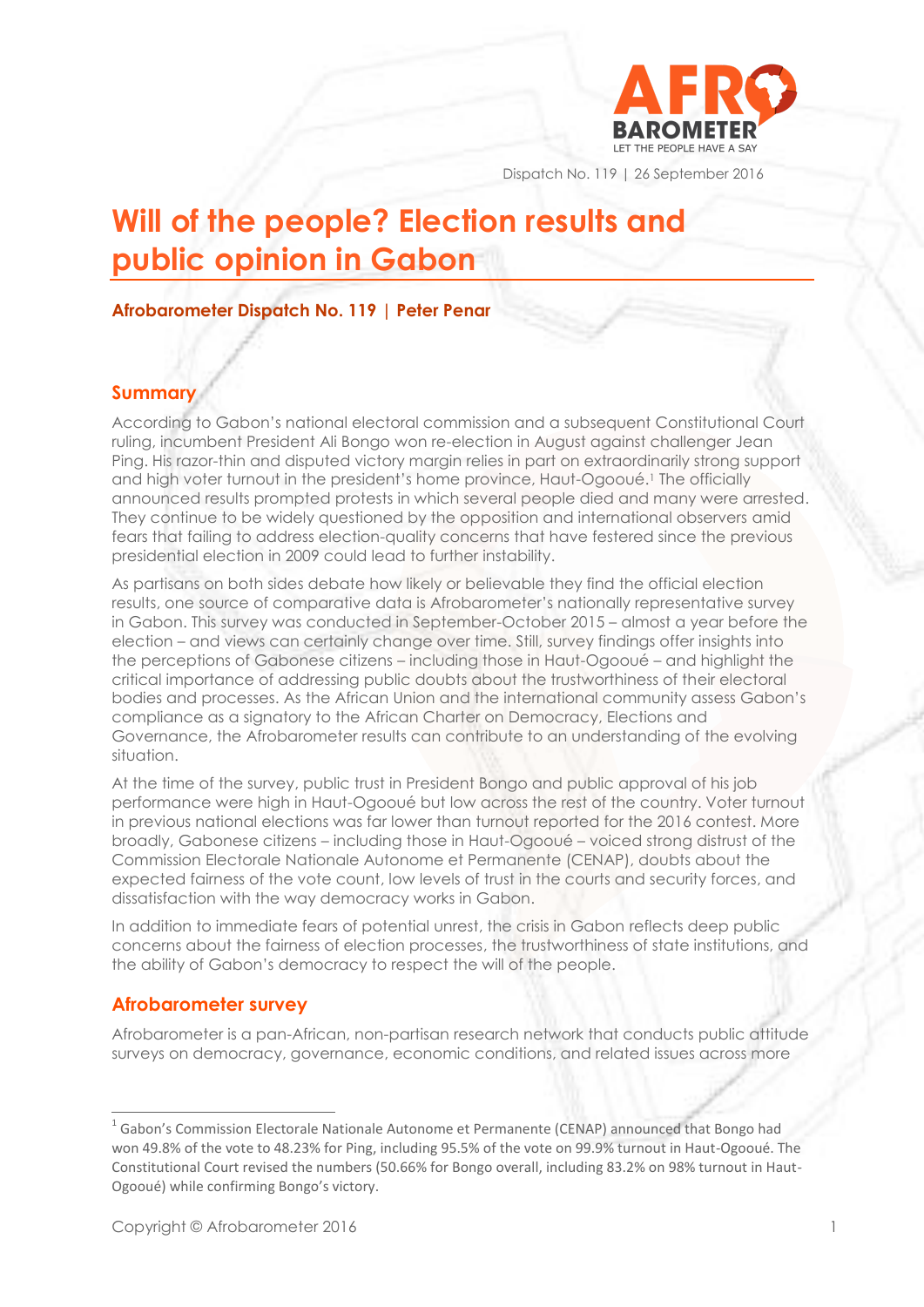Dispatch No. 119 | 26 September 2016

# Will of the people? Election results and public opinion in Gabon

**Afrobarometer Dispatch No. 119 | Peter Penar**

## Summary

According to Gabon's national electoral commission and a subsequent Constitutional Court ruling, incumbent President Ali Bongo won re-election in August against challenger Jean Ping. His razor-thin and disputed victory margin relies in part on extraordinarily strong support and high voter turnout in the president's home province, Haut-Ogooué.[1] The officially announced results prompted protests in which several people died and many were arrested. They continue to be widely questioned by the opposition and international observers amid fears that failing to address election-quality concerns that have festered since the previous presidential election in 2009 could lead to further instability.

As partisans on both sides debate how likely or believable they find the official election results, one source of comparative data is Afrobarometer's nationally representative survey in Gabon. This survey was conducted in September-October 2015 – almost a year before the election – and views can certainly change over time. Still, survey findings offer insights into the perceptions of Gabonese citizens – including those in Haut-Ogooué – and highlight the critical importance of addressing public doubts about the trustworthiness of their electoral bodies and processes. As the African Union and the international community assess Gabon's compliance as a signatory to the African Charter on Democracy, Elections and Governance, the Afrobarometer results can contribute to an understanding of the evolving situation.

At the time of the survey, public trust in President Bongo and public approval of his job performance were high in Haut-Ogooué but low across the rest of the country. Voter turnout in previous national elections was far lower than turnout reported for the 2016 contest. More broadly, Gabonese citizens – including those in Haut-Ogooué – voiced strong distrust of the Commission Electorale Nationale Autonome et Permanente (CENAP), doubts about the expected fairness of the vote count, low levels of trust in the courts and security forces, and dissatisfaction with the way democracy works in Gabon.

In addition to immediate fears of potential unrest, the crisis in Gabon reflects deep public concerns about the fairness of election processes, the trustworthiness of state institutions, and the ability of Gabon's democracy to respect the will of the people.

## Afrobarometer survey

Afrobarometer is a pan-African, non-partisan research network that conducts public attitude surveys on democracy, governance, economic conditions, and related issues across more

---

[1] Gabon's Commission Electorale Nationale Autonome et Permanente (CENAP) announced that Bongo had won 49.8% of the vote to 48.23% for Ping, including 95.5% of the vote on 99.9% turnout in Haut-Ogooué. The Constitutional Court revised the numbers (50.66% for Bongo overall, including 83.2% on 98% turnout in Haut-Ogooué) while confirming Bongo's victory.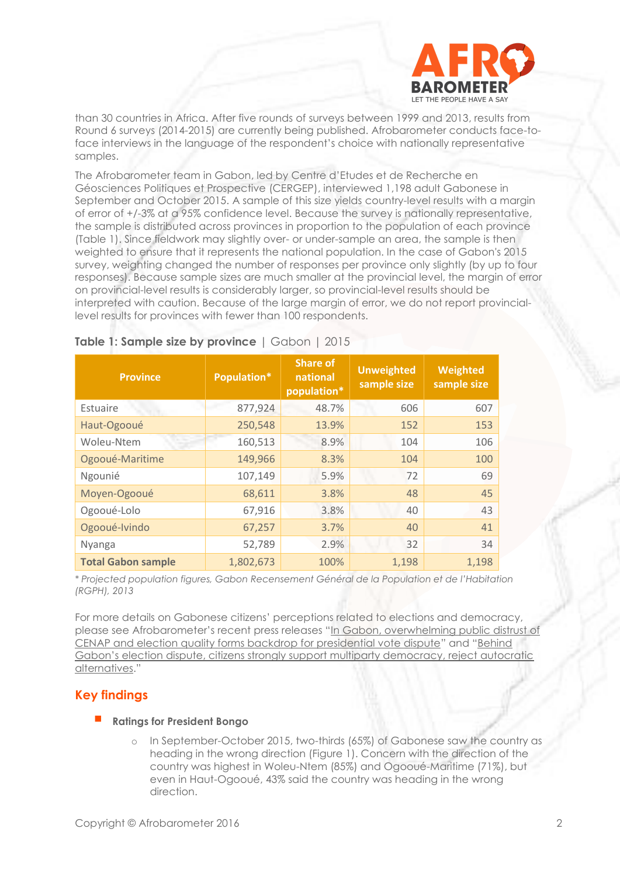than 30 countries in Africa. After five rounds of surveys between 1999 and 2013, results from Round 6 surveys (2014-2015) are currently being published. Afrobarometer conducts face-to-face interviews in the language of the respondent's choice with nationally representative samples.

The Afrobarometer team in Gabon, led by Centre d'Etudes et de Recherche en Géosciences Politiques et Prospective (CERGEP), interviewed 1,198 adult Gabonese in September and October 2015. A sample of this size yields country-level results with a margin of error of +/-3% at a 95% confidence level. Because the survey is nationally representative, the sample is distributed across provinces in proportion to the population of each province (Table 1). Since fieldwork may slightly over- or under-sample an area, the sample is then weighted to ensure that it represents the national population. In the case of Gabon's 2015 survey, weighting changed the number of responses per province only slightly (by up to four responses). Because sample sizes are much smaller at the provincial level, the margin of error on provincial-level results is considerably larger, so provincial-level results should be interpreted with caution. Because of the large margin of error, we do not report provincial-level results for provinces with fewer than 100 respondents.

**Table 1: Sample size by province** | Gabon | 2015

| Province | Population* | Share of national population* | Unweighted sample size | Weighted sample size |
|---|---|---|---|---|
| Estuaire | 877,924 | 48.7% | 606 | 607 |
| Haut-Ogooué | 250,548 | 13.9% | 152 | 153 |
| Woleu-Ntem | 160,513 | 8.9% | 104 | 106 |
| Ogooué-Maritime | 149,966 | 8.3% | 104 | 100 |
| Ngounié | 107,149 | 5.9% | 72 | 69 |
| Moyen-Ogooué | 68,611 | 3.8% | 48 | 45 |
| Ogooué-Lolo | 67,916 | 3.8% | 40 | 43 |
| Ogooué-Ivindo | 67,257 | 3.7% | 40 | 41 |
| Nyanga | 52,789 | 2.9% | 32 | 34 |
| **Total Gabon sample** | 1,802,673 | 100% | 1,198 | 1,198 |

*\* Projected population figures, Gabon Recensement Général de la Population et de l'Habitation (RGPH), 2013*

For more details on Gabonese citizens' perceptions related to elections and democracy, please see Afrobarometer's recent press releases "In Gabon, overwhelming public distrust of CENAP and election quality forms backdrop for presidential vote dispute" and "Behind Gabon's election dispute, citizens strongly support multiparty democracy, reject autocratic alternatives."

## Key findings

- **Ratings for President Bongo**
  - In September-October 2015, two-thirds (65%) of Gabonese saw the country as heading in the wrong direction (Figure 1). Concern with the direction of the country was highest in Woleu-Ntem (85%) and Ogooué-Maritime (71%), but even in Haut-Ogooué, 43% said the country was heading in the wrong direction.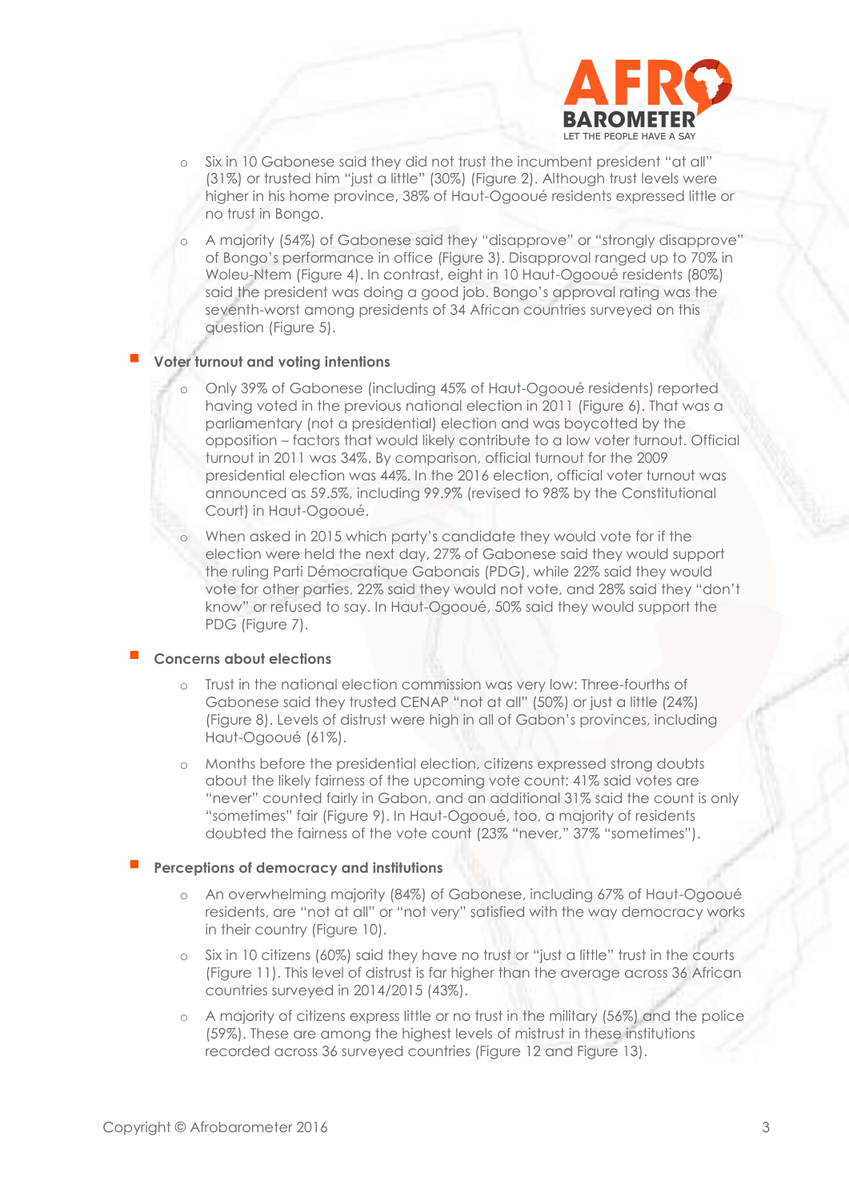- Six in 10 Gabonese said they did not trust the incumbent president "at all" (31%) or trusted him "just a little" (30%) (Figure 2). Although trust levels were higher in his home province, 38% of Haut-Ogooué residents expressed little or no trust in Bongo.
- A majority (54%) of Gabonese said they "disapprove" or "strongly disapprove" of Bongo's performance in office (Figure 3). Disapproval ranged up to 70% in Woleu-Ntem (Figure 4). In contrast, eight in 10 Haut-Ogooué residents (80%) said the president was doing a good job. Bongo's approval rating was the seventh-worst among presidents of 34 African countries surveyed on this question (Figure 5).

- **Voter turnout and voting intentions**
  - Only 39% of Gabonese (including 45% of Haut-Ogooué residents) reported having voted in the previous national election in 2011 (Figure 6). That was a parliamentary (not a presidential) election and was boycotted by the opposition – factors that would likely contribute to a low voter turnout. Official turnout in 2011 was 34%. By comparison, official turnout for the 2009 presidential election was 44%. In the 2016 election, official voter turnout was announced as 59.5%, including 99.9% (revised to 98% by the Constitutional Court) in Haut-Ogooué.
  - When asked in 2015 which party's candidate they would vote for if the election were held the next day, 27% of Gabonese said they would support the ruling Parti Démocratique Gabonais (PDG), while 22% said they would vote for other parties, 22% said they would not vote, and 28% said they "don't know" or refused to say. In Haut-Ogooué, 50% said they would support the PDG (Figure 7).

- **Concerns about elections**
  - Trust in the national election commission was very low: Three-fourths of Gabonese said they trusted CENAP "not at all" (50%) or just a little (24%) (Figure 8). Levels of distrust were high in all of Gabon's provinces, including Haut-Ogooué (61%).
  - Months before the presidential election, citizens expressed strong doubts about the likely fairness of the upcoming vote count: 41% said votes are "never" counted fairly in Gabon, and an additional 31% said the count is only "sometimes" fair (Figure 9). In Haut-Ogooué, too, a majority of residents doubted the fairness of the vote count (23% "never," 37% "sometimes").

- **Perceptions of democracy and institutions**
  - An overwhelming majority (84%) of Gabonese, including 67% of Haut-Ogooué residents, are "not at all" or "not very" satisfied with the way democracy works in their country (Figure 10).
  - Six in 10 citizens (60%) said they have no trust or "just a little" trust in the courts (Figure 11). This level of distrust is far higher than the average across 36 African countries surveyed in 2014/2015 (43%).
  - A majority of citizens express little or no trust in the military (56%) and the police (59%). These are among the highest levels of mistrust in these institutions recorded across 36 surveyed countries (Figure 12 and Figure 13).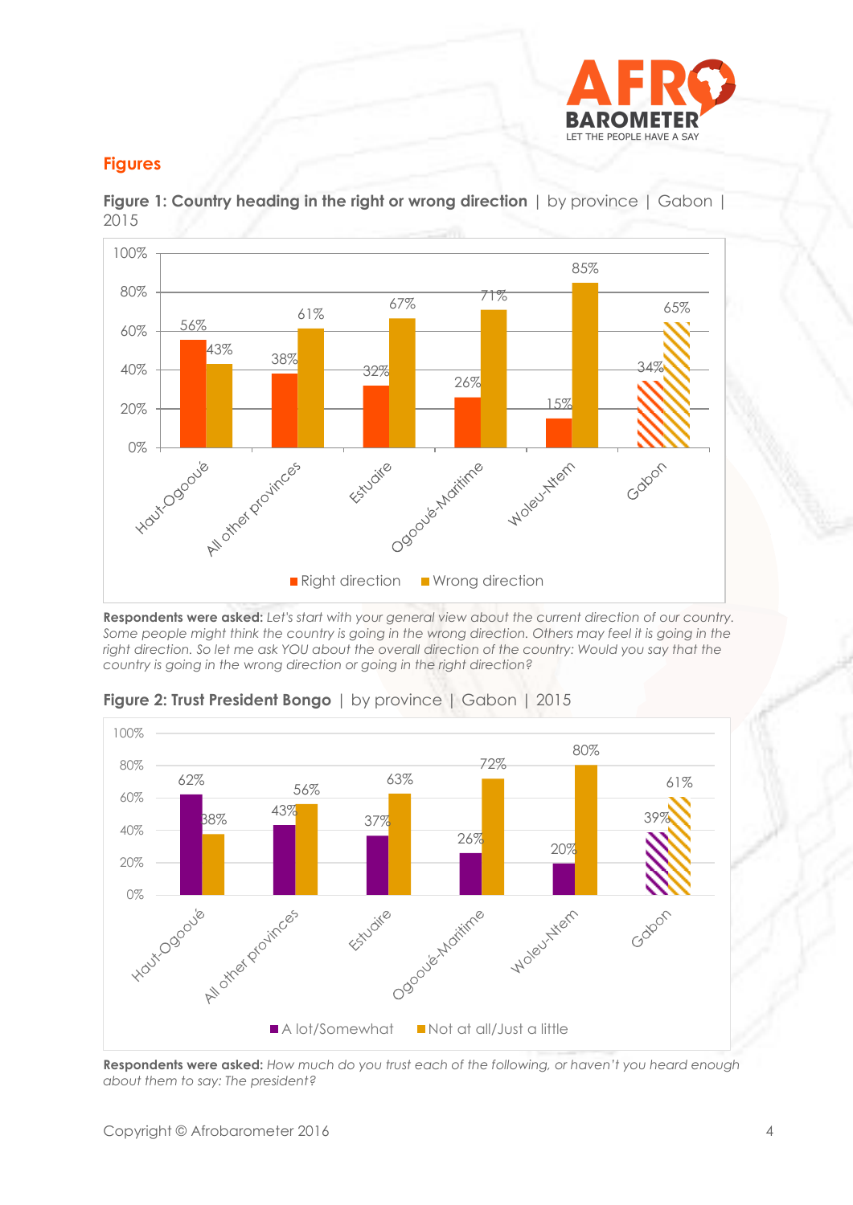## Figures

**Figure 1: Country heading in the right or wrong direction** | by province | Gabon | 2015

| | Right direction | Wrong direction |
|---|---|---|
| Haut-Ogooué | 56% | 43% |
| All other provinces | 38% | 61% |
| Estuaire | 32% | 67% |
| Ogooué-Maritime | 26% | 71% |
| Woleu-Ntem | 15% | 85% |
| Gabon | 34% | 65% |

**Respondents were asked:** *Let's start with your general view about the current direction of our country. Some people might think the country is going in the wrong direction. Others may feel it is going in the right direction. So let me ask YOU about the overall direction of the country: Would you say that the country is going in the wrong direction or going in the right direction?*

**Figure 2: Trust President Bongo** | by province | Gabon | 2015

| | A lot/Somewhat | Not at all/Just a little |
|---|---|---|
| Haut-Ogooué | 62% | 38% |
| All other provinces | 43% | 56% |
| Estuaire | 37% | 63% |
| Ogooué-Maritime | 26% | 72% |
| Woleu-Ntem | 20% | 80% |
| Gabon | 39% | 61% |

**Respondents were asked:** *How much do you trust each of the following, or haven't you heard enough about them to say: The president?*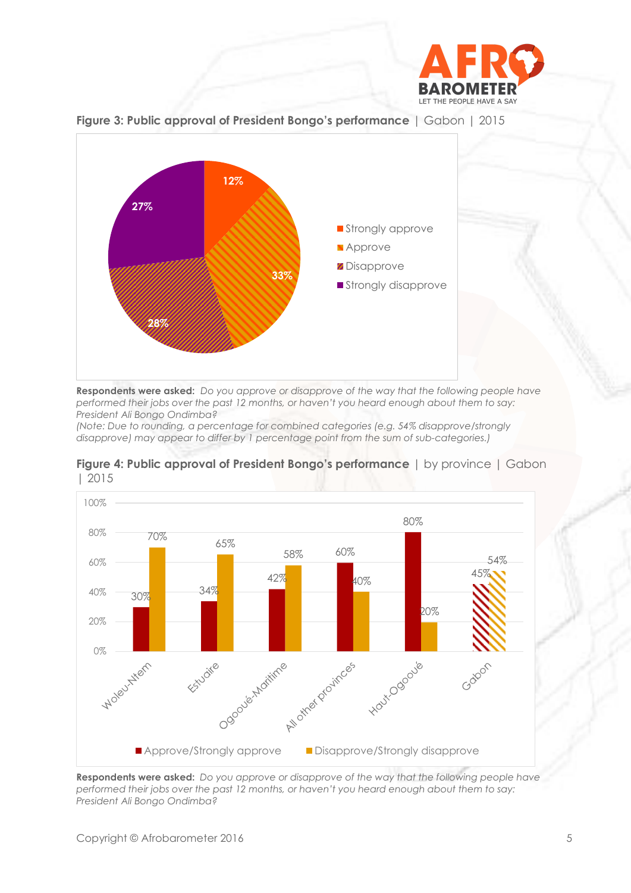**Figure 3: Public approval of President Bongo's performance** | Gabon | 2015

| Response | % |
|---|---|
| Strongly approve | 12% |
| Approve | 33% |
| Disapprove | 28% |
| Strongly disapprove | 27% |

**Respondents were asked:** *Do you approve or disapprove of the way that the following people have performed their jobs over the past 12 months, or haven't you heard enough about them to say: President Ali Bongo Ondimba?*

*(Note: Due to rounding, a percentage for combined categories (e.g. 54% disapprove/strongly disapprove) may appear to differ by 1 percentage point from the sum of sub-categories.)*

**Figure 4: Public approval of President Bongo's performance** | by province | Gabon | 2015

| | Approve/Strongly approve | Disapprove/Strongly disapprove |
|---|---|---|
| Woleu-Ntem | 30% | 70% |
| Estuaire | 34% | 65% |
| Ogooué-Maritime | 42% | 58% |
| All other provinces | 60% | 40% |
| Haut-Ogooué | 80% | 20% |
| Gabon | 45% | 54% |

**Respondents were asked:** *Do you approve or disapprove of the way that the following people have performed their jobs over the past 12 months, or haven't you heard enough about them to say: President Ali Bongo Ondimba?*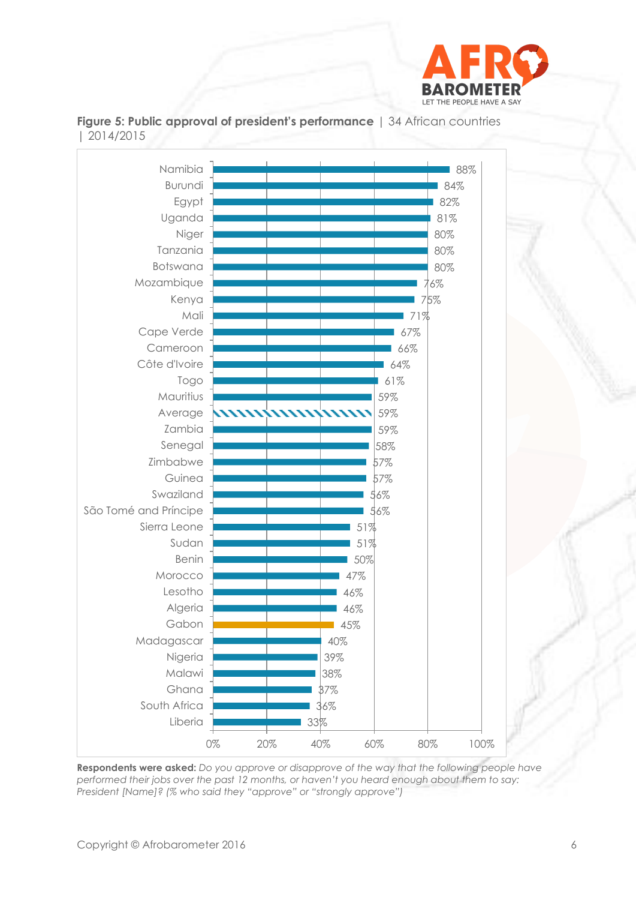**Figure 5: Public approval of president's performance** | 34 African countries | 2014/2015

| Country | % |
|---|---|
| Namibia | 88% |
| Burundi | 84% |
| Egypt | 82% |
| Uganda | 81% |
| Niger | 80% |
| Tanzania | 80% |
| Botswana | 80% |
| Mozambique | 76% |
| Kenya | 75% |
| Mali | 71% |
| Cape Verde | 67% |
| Cameroon | 66% |
| Côte d'Ivoire | 64% |
| Togo | 61% |
| Mauritius | 59% |
| Average | 59% |
| Zambia | 59% |
| Senegal | 58% |
| Zimbabwe | 57% |
| Guinea | 57% |
| Swaziland | 56% |
| São Tomé and Príncipe | 56% |
| Sierra Leone | 51% |
| Sudan | 51% |
| Benin | 50% |
| Morocco | 47% |
| Lesotho | 46% |
| Algeria | 46% |
| Gabon | 45% |
| Madagascar | 40% |
| Nigeria | 39% |
| Malawi | 38% |
| Ghana | 37% |
| South Africa | 36% |
| Liberia | 33% |

**Respondents were asked:** *Do you approve or disapprove of the way that the following people have performed their jobs over the past 12 months, or haven't you heard enough about them to say: President [Name]? (% who said they "approve" or "strongly approve")*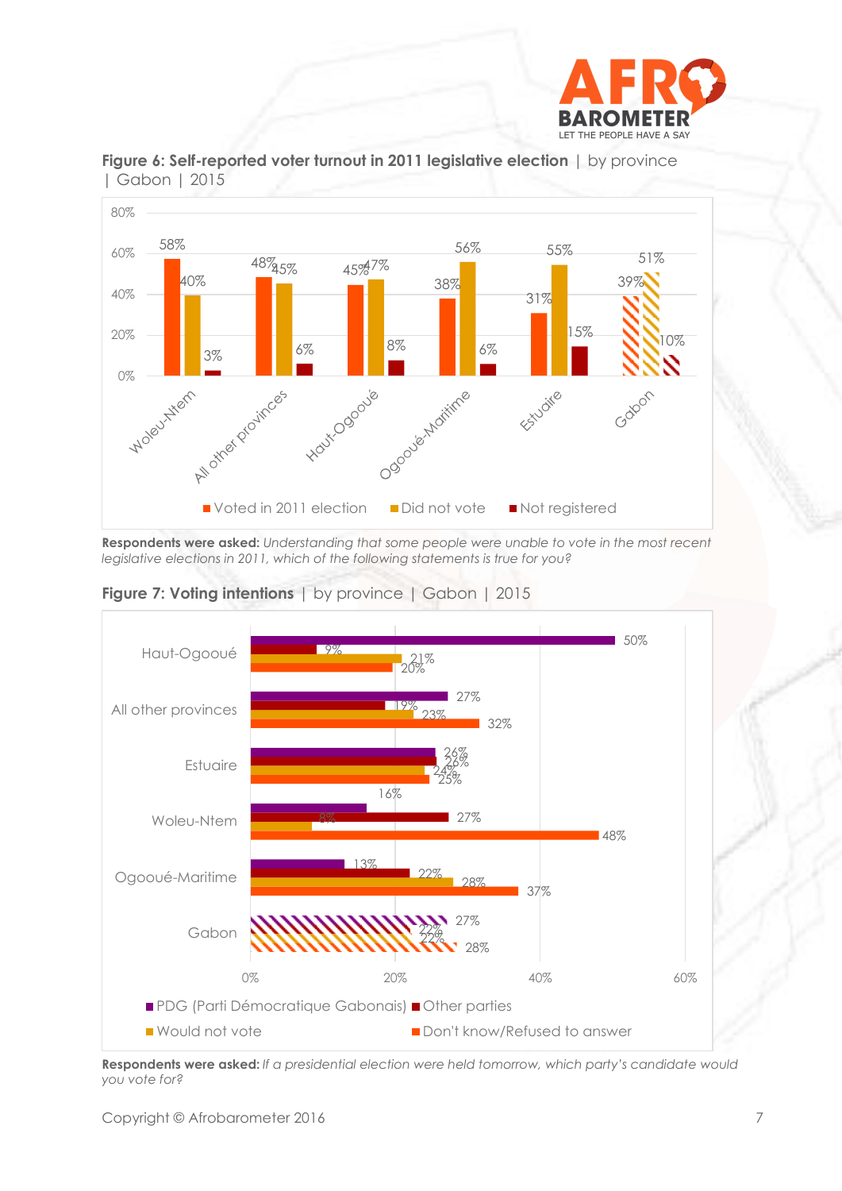**Figure 6: Self-reported voter turnout in 2011 legislative election** | by province | Gabon | 2015

| | Voted in 2011 election | Did not vote | Not registered |
|---|---|---|---|
| Woleu-Ntem | 58% | 40% | 3% |
| All other provinces | 48% | 45% | 6% |
| Haut-Ogooué | 45% | 47% | 8% |
| Ogooué-Maritime | 38% | 56% | 6% |
| Estuaire | 31% | 55% | 15% |
| Gabon | 39% | 51% | 10% |

**Respondents were asked:** *Understanding that some people were unable to vote in the most recent legislative elections in 2011, which of the following statements is true for you?*

**Figure 7: Voting intentions** | by province | Gabon | 2015

| | PDG (Parti Démocratique Gabonais) | Other parties | Would not vote | Don't know/Refused to answer |
|---|---|---|---|---|
| Haut-Ogooué | 50% | 9% | 21% | 20% |
| All other provinces | 27% | 19% | 23% | 32% |
| Estuaire | 26% | 26% | 24% | 25% |
| Woleu-Ntem | 16% | 27% | 8% | 48% |
| Ogooué-Maritime | 13% | 22% | 28% | 37% |
| Gabon | 27% | 22% | 22% | 28% |

**Respondents were asked:** *If a presidential election were held tomorrow, which party's candidate would you vote for?*

Copyright © Afrobarometer 2016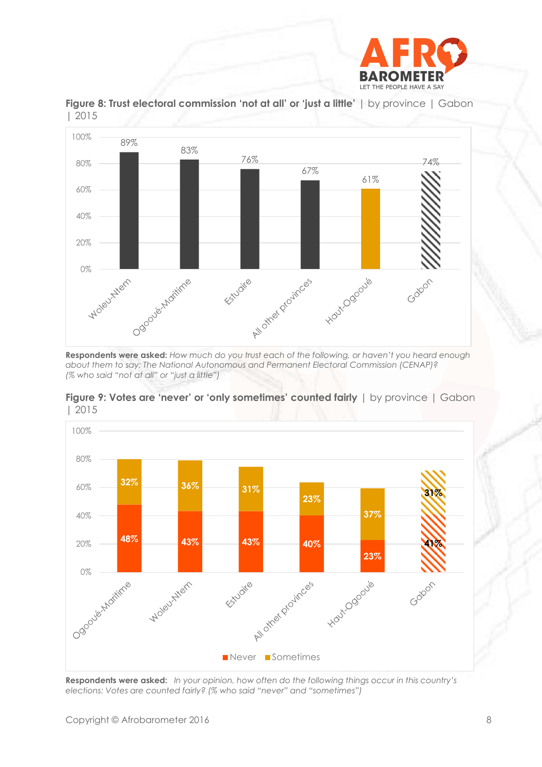**Figure 8: Trust electoral commission 'not at all' or 'just a little'** | by province | Gabon | 2015

| Province | % |
|---|---|
| Woleu-Ntem | 89% |
| Ogooué-Maritime | 83% |
| Estuaire | 76% |
| All other provinces | 67% |
| Haut-Ogooué | 61% |
| Gabon | 74% |

**Respondents were asked:** *How much do you trust each of the following, or haven't you heard enough about them to say: The National Autonomous and Permanent Electoral Commission (CENAP)? (% who said "not at all" or "just a little")*

**Figure 9: Votes are 'never' or 'only sometimes' counted fairly** | by province | Gabon | 2015

| Province | Never | Sometimes |
|---|---|---|
| Ogooué-Maritime | 48% | 32% |
| Woleu-Ntem | 43% | 36% |
| Estuaire | 43% | 31% |
| All other provinces | 40% | 23% |
| Haut-Ogooué | 23% | 37% |
| Gabon | 41% | 31% |

**Respondents were asked:** *In your opinion, how often do the following things occur in this country's elections: Votes are counted fairly? (% who said "never" and "sometimes")*

Copyright © Afrobarometer 2016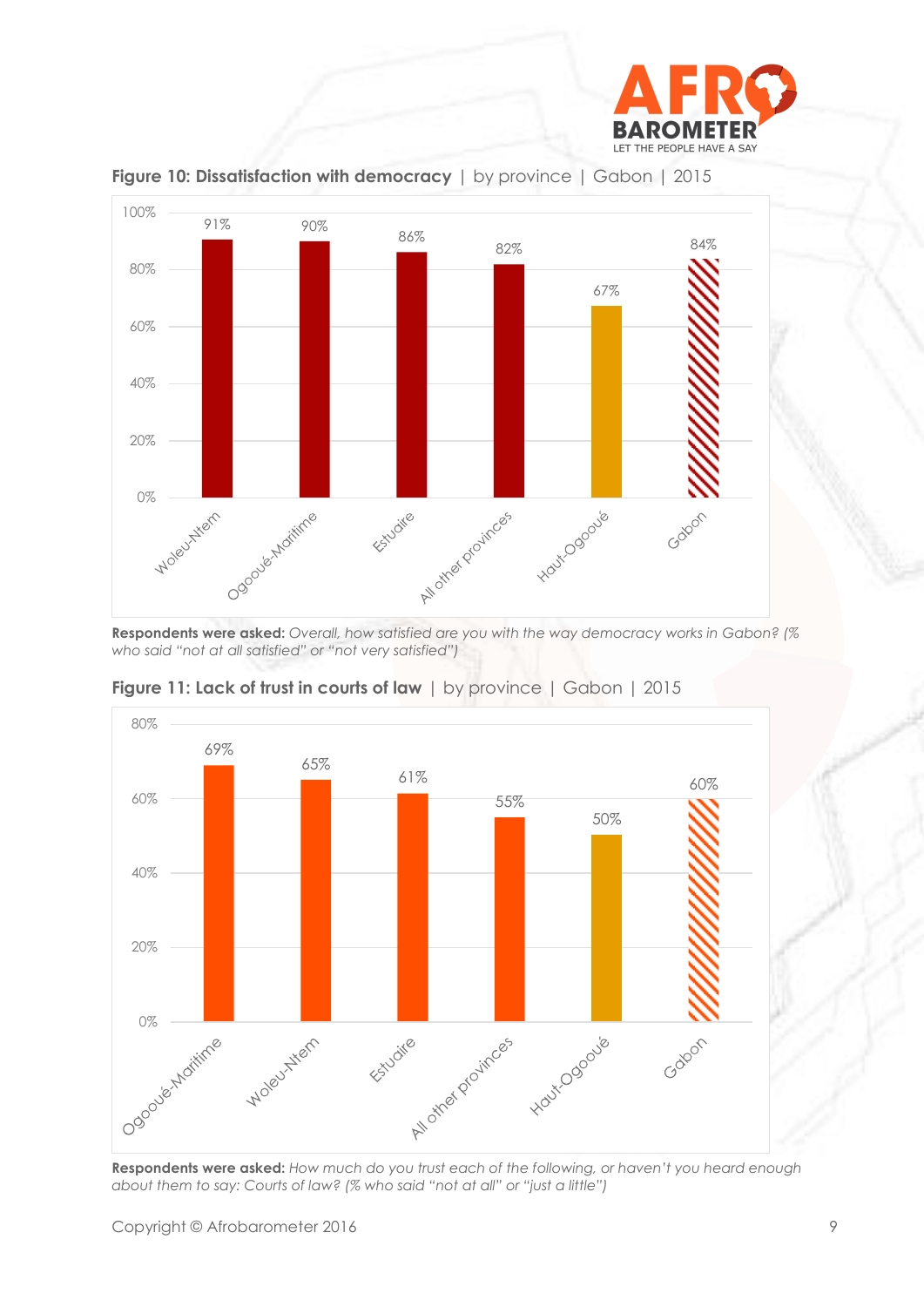**Figure 10: Dissatisfaction with democracy** | by province | Gabon | 2015

| Province | % |
|---|---|
| Woleu-Ntem | 91% |
| Ogooué-Maritime | 90% |
| Estuaire | 86% |
| All other provinces | 82% |
| Haut-Ogooué | 67% |
| Gabon | 84% |

**Respondents were asked:** *Overall, how satisfied are you with the way democracy works in Gabon? (% who said "not at all satisfied" or "not very satisfied")*

**Figure 11: Lack of trust in courts of law** | by province | Gabon | 2015

| Province | % |
|---|---|
| Ogooué-Maritime | 69% |
| Woleu-Ntem | 65% |
| Estuaire | 61% |
| All other provinces | 55% |
| Haut-Ogooué | 50% |
| Gabon | 60% |

**Respondents were asked:** *How much do you trust each of the following, or haven't you heard enough about them to say: Courts of law? (% who said "not at all" or "just a little")*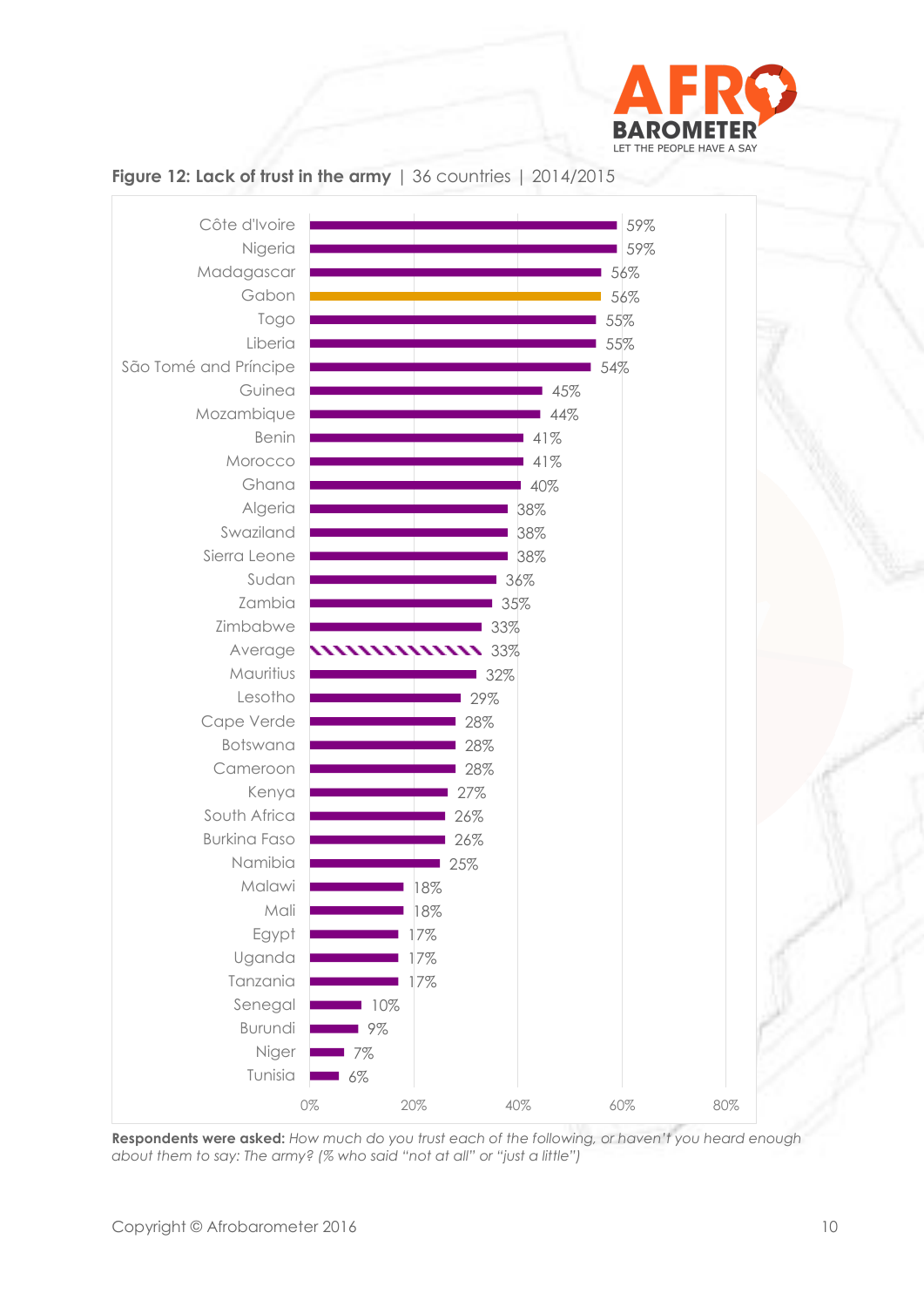**Figure 12: Lack of trust in the army** | 36 countries | 2014/2015

| Country | % |
|---|---|
| Côte d'Ivoire | 59% |
| Nigeria | 59% |
| Madagascar | 56% |
| Gabon | 56% |
| Togo | 55% |
| Liberia | 55% |
| São Tomé and Príncipe | 54% |
| Guinea | 45% |
| Mozambique | 44% |
| Benin | 41% |
| Morocco | 41% |
| Ghana | 40% |
| Algeria | 38% |
| Swaziland | 38% |
| Sierra Leone | 38% |
| Sudan | 36% |
| Zambia | 35% |
| Zimbabwe | 33% |
| Average | 33% |
| Mauritius | 32% |
| Lesotho | 29% |
| Cape Verde | 28% |
| Botswana | 28% |
| Cameroon | 28% |
| Kenya | 27% |
| South Africa | 26% |
| Burkina Faso | 26% |
| Namibia | 25% |
| Malawi | 18% |
| Mali | 18% |
| Egypt | 17% |
| Uganda | 17% |
| Tanzania | 17% |
| Senegal | 10% |
| Burundi | 9% |
| Niger | 7% |
| Tunisia | 6% |

**Respondents were asked:** *How much do you trust each of the following, or haven't you heard enough about them to say: The army? (% who said "not at all" or "just a little")*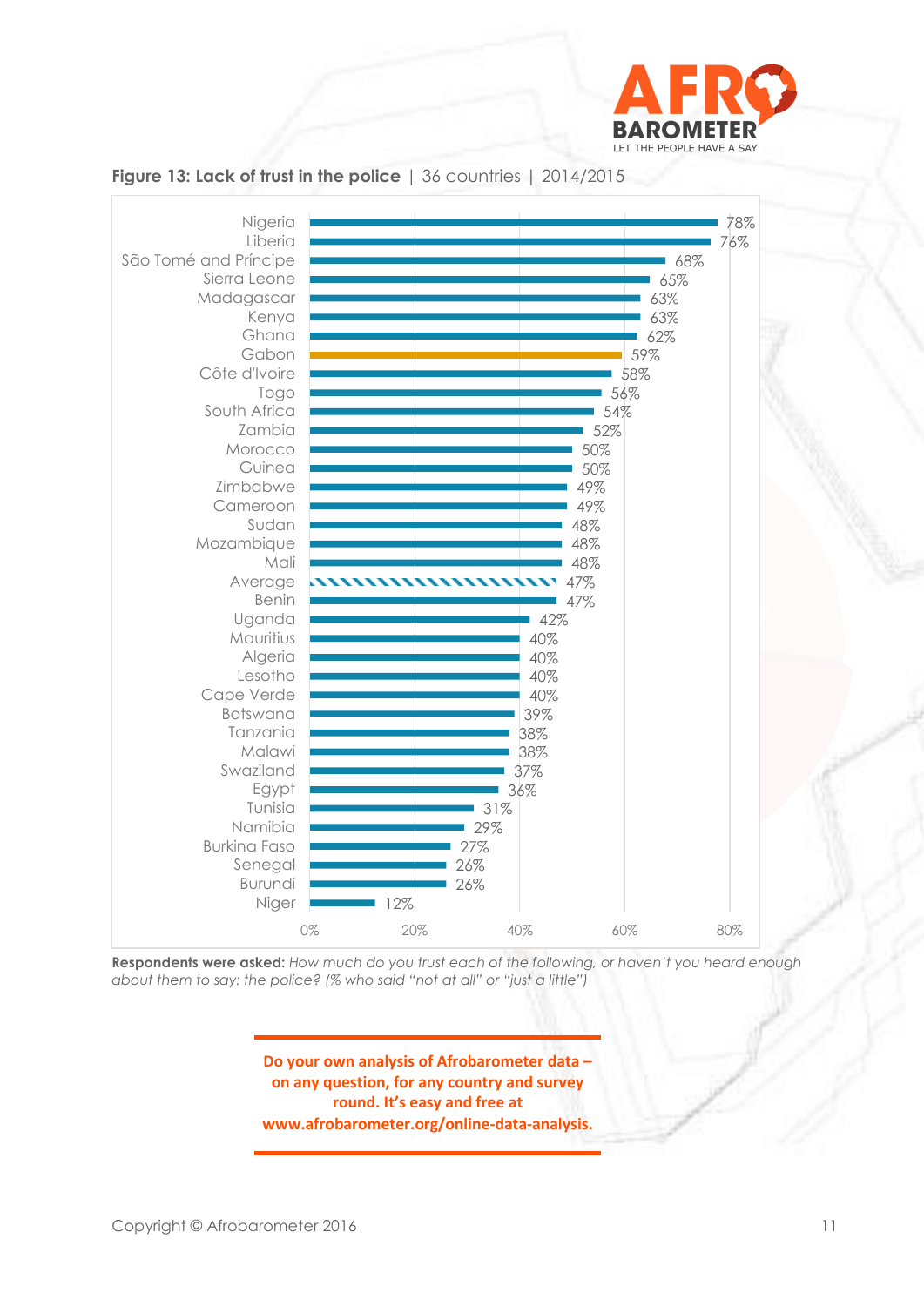**Figure 13: Lack of trust in the police** | 36 countries | 2014/2015

| Country | % |
|---|---|
| Nigeria | 78% |
| Liberia | 76% |
| São Tomé and Príncipe | 68% |
| Sierra Leone | 65% |
| Madagascar | 63% |
| Kenya | 63% |
| Ghana | 62% |
| Gabon | 59% |
| Côte d'Ivoire | 58% |
| Togo | 56% |
| South Africa | 54% |
| Zambia | 52% |
| Morocco | 50% |
| Guinea | 50% |
| Zimbabwe | 49% |
| Cameroon | 49% |
| Sudan | 48% |
| Mozambique | 48% |
| Mali | 48% |
| Average | 47% |
| Benin | 47% |
| Uganda | 42% |
| Mauritius | 40% |
| Algeria | 40% |
| Lesotho | 40% |
| Cape Verde | 40% |
| Botswana | 39% |
| Tanzania | 38% |
| Malawi | 38% |
| Swaziland | 37% |
| Egypt | 36% |
| Tunisia | 31% |
| Namibia | 29% |
| Burkina Faso | 27% |
| Senegal | 26% |
| Burundi | 26% |
| Niger | 12% |

**Respondents were asked:** *How much do you trust each of the following, or haven't you heard enough about them to say: the police? (% who said "not at all" or "just a little")*

**Do your own analysis of Afrobarometer data – on any question, for any country and survey round. It's easy and free at www.afrobarometer.org/online-data-analysis.**

Copyright © Afrobarometer 2016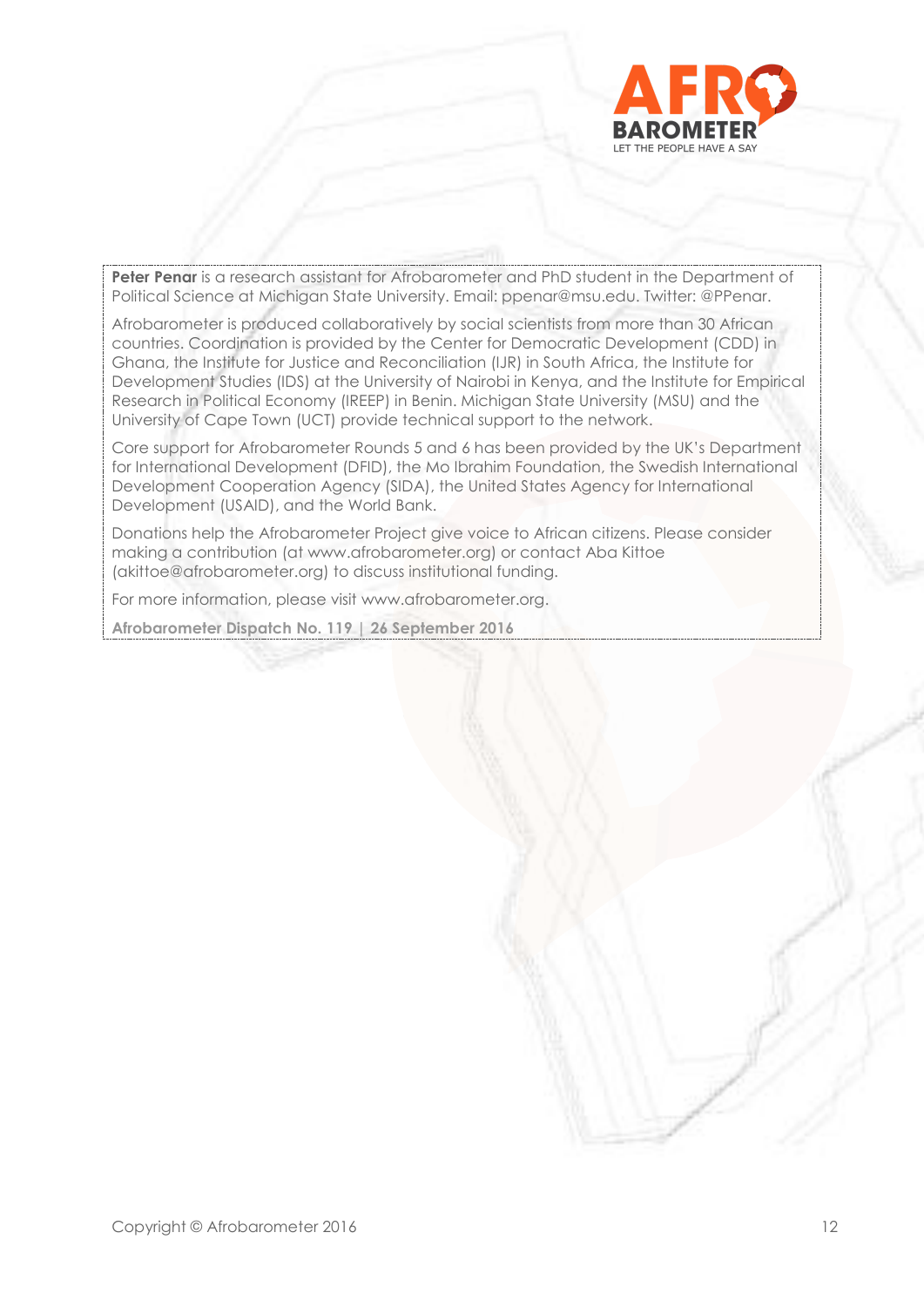**Peter Penar** is a research assistant for Afrobarometer and PhD student in the Department of Political Science at Michigan State University. Email: ppenar@msu.edu. Twitter: @PPenar.

Afrobarometer is produced collaboratively by social scientists from more than 30 African countries. Coordination is provided by the Center for Democratic Development (CDD) in Ghana, the Institute for Justice and Reconciliation (IJR) in South Africa, the Institute for Development Studies (IDS) at the University of Nairobi in Kenya, and the Institute for Empirical Research in Political Economy (IREEP) in Benin. Michigan State University (MSU) and the University of Cape Town (UCT) provide technical support to the network.

Core support for Afrobarometer Rounds 5 and 6 has been provided by the UK's Department for International Development (DFID), the Mo Ibrahim Foundation, the Swedish International Development Cooperation Agency (SIDA), the United States Agency for International Development (USAID), and the World Bank.

Donations help the Afrobarometer Project give voice to African citizens. Please consider making a contribution (at www.afrobarometer.org) or contact Aba Kittoe (akittoe@afrobarometer.org) to discuss institutional funding.

For more information, please visit www.afrobarometer.org.

**Afrobarometer Dispatch No. 119 | 26 September 2016**

Copyright © Afrobarometer 2016